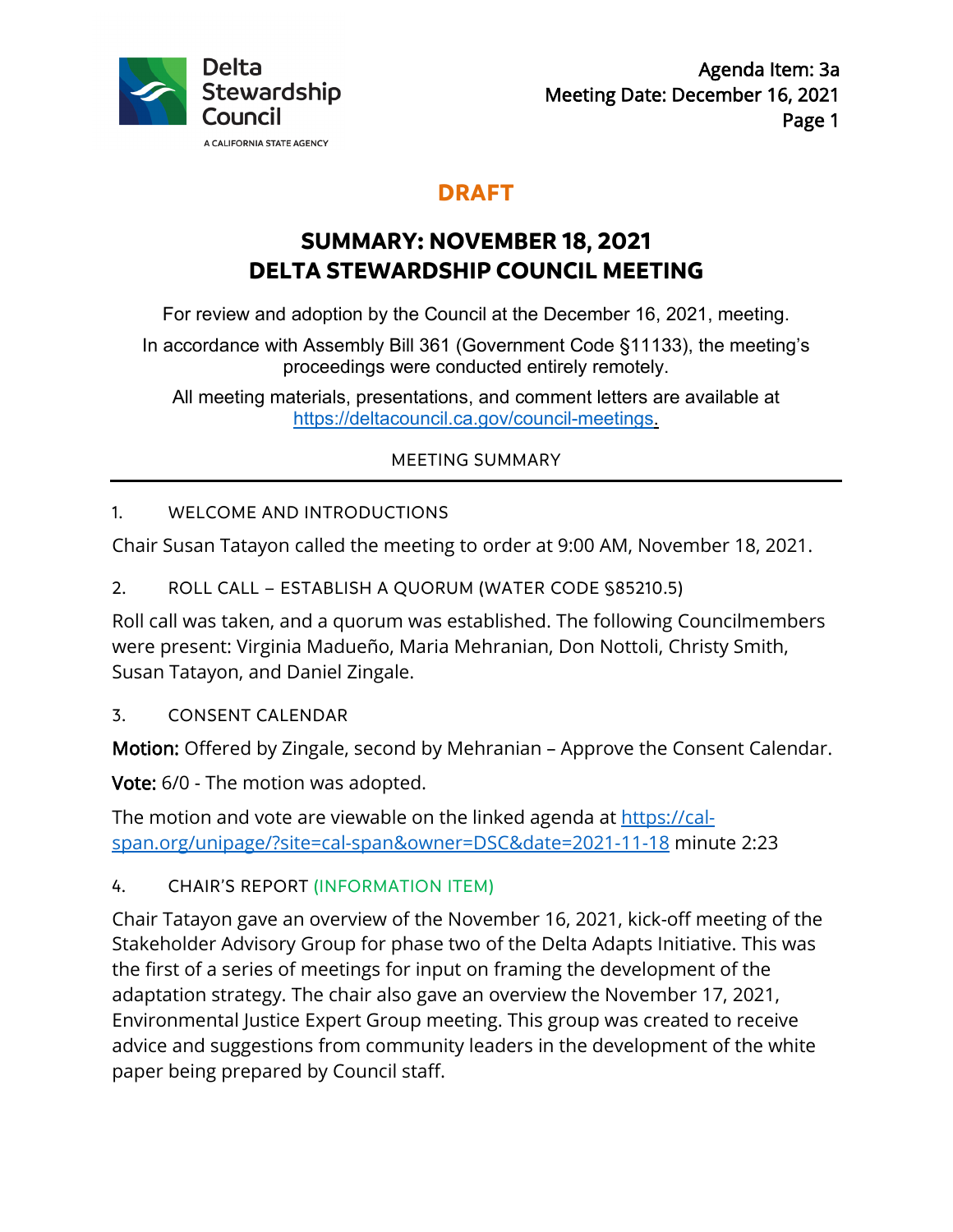Delta Stewardship Council
A CALIFORNIA STATE AGENCY

Agenda Item: 3a
Meeting Date: December 16, 2021
Page 1

**DRAFT**

# SUMMARY: NOVEMBER 18, 2021 DELTA STEWARDSHIP COUNCIL MEETING

For review and adoption by the Council at the December 16, 2021, meeting.

In accordance with Assembly Bill 361 (Government Code §11133), the meeting's proceedings were conducted entirely remotely.

All meeting materials, presentations, and comment letters are available at https://deltacouncil.ca.gov/council-meetings.

MEETING SUMMARY

---

## 1. WELCOME AND INTRODUCTIONS

Chair Susan Tatayon called the meeting to order at 9:00 AM, November 18, 2021.

## 2. ROLL CALL – ESTABLISH A QUORUM (WATER CODE §85210.5)

Roll call was taken, and a quorum was established. The following Councilmembers were present: Virginia Madueño, Maria Mehranian, Don Nottoli, Christy Smith, Susan Tatayon, and Daniel Zingale.

## 3. CONSENT CALENDAR

**Motion:** Offered by Zingale, second by Mehranian – Approve the Consent Calendar.

**Vote:** 6/0 - The motion was adopted.

The motion and vote are viewable on the linked agenda at https://cal-span.org/unipage/?site=cal-span&owner=DSC&date=2021-11-18 minute 2:23

## 4. CHAIR'S REPORT (INFORMATION ITEM)

Chair Tatayon gave an overview of the November 16, 2021, kick-off meeting of the Stakeholder Advisory Group for phase two of the Delta Adapts Initiative. This was the first of a series of meetings for input on framing the development of the adaptation strategy. The chair also gave an overview the November 17, 2021, Environmental Justice Expert Group meeting. This group was created to receive advice and suggestions from community leaders in the development of the white paper being prepared by Council staff.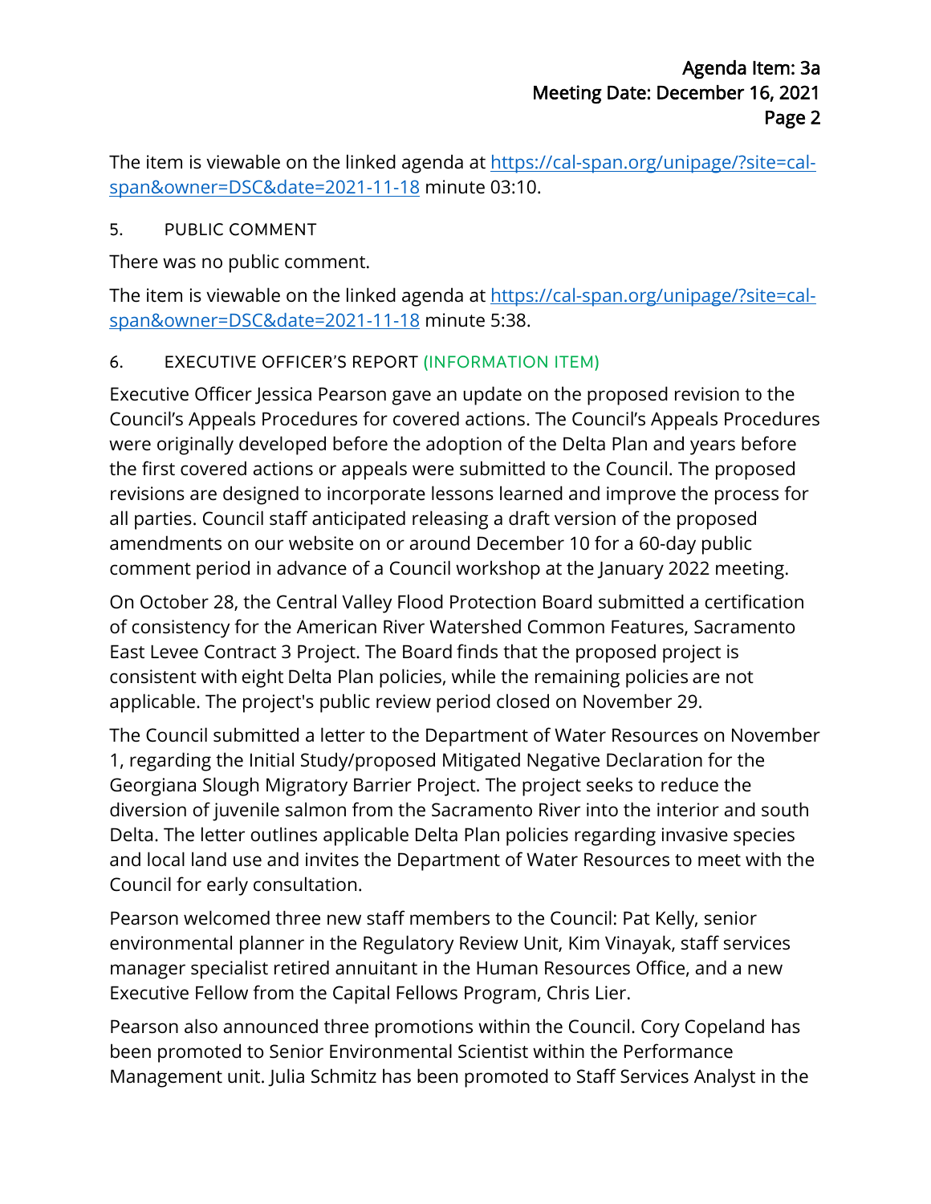The item is viewable on the linked agenda at [https://cal-span.org/unipage/?site=cal-span&owner=DSC&date=2021-11-18](https://cal-span.org/unipage/?site=cal-span&owner=DSC&date=2021-11-18) minute 03:10.

5. PUBLIC COMMENT

There was no public comment.

The item is viewable on the linked agenda at [https://cal-span.org/unipage/?site=cal-span&owner=DSC&date=2021-11-18](https://cal-span.org/unipage/?site=cal-span&owner=DSC&date=2021-11-18) minute 5:38.

6. EXECUTIVE OFFICER'S REPORT (INFORMATION ITEM)

Executive Officer Jessica Pearson gave an update on the proposed revision to the Council's Appeals Procedures for covered actions. The Council's Appeals Procedures were originally developed before the adoption of the Delta Plan and years before the first covered actions or appeals were submitted to the Council. The proposed revisions are designed to incorporate lessons learned and improve the process for all parties. Council staff anticipated releasing a draft version of the proposed amendments on our website on or around December 10 for a 60-day public comment period in advance of a Council workshop at the January 2022 meeting.

On October 28, the Central Valley Flood Protection Board submitted a certification of consistency for the American River Watershed Common Features, Sacramento East Levee Contract 3 Project. The Board finds that the proposed project is consistent with eight Delta Plan policies, while the remaining policies are not applicable. The project's public review period closed on November 29.

The Council submitted a letter to the Department of Water Resources on November 1, regarding the Initial Study/proposed Mitigated Negative Declaration for the Georgiana Slough Migratory Barrier Project. The project seeks to reduce the diversion of juvenile salmon from the Sacramento River into the interior and south Delta. The letter outlines applicable Delta Plan policies regarding invasive species and local land use and invites the Department of Water Resources to meet with the Council for early consultation.

Pearson welcomed three new staff members to the Council: Pat Kelly, senior environmental planner in the Regulatory Review Unit, Kim Vinayak, staff services manager specialist retired annuitant in the Human Resources Office, and a new Executive Fellow from the Capital Fellows Program, Chris Lier.

Pearson also announced three promotions within the Council. Cory Copeland has been promoted to Senior Environmental Scientist within the Performance Management unit. Julia Schmitz has been promoted to Staff Services Analyst in the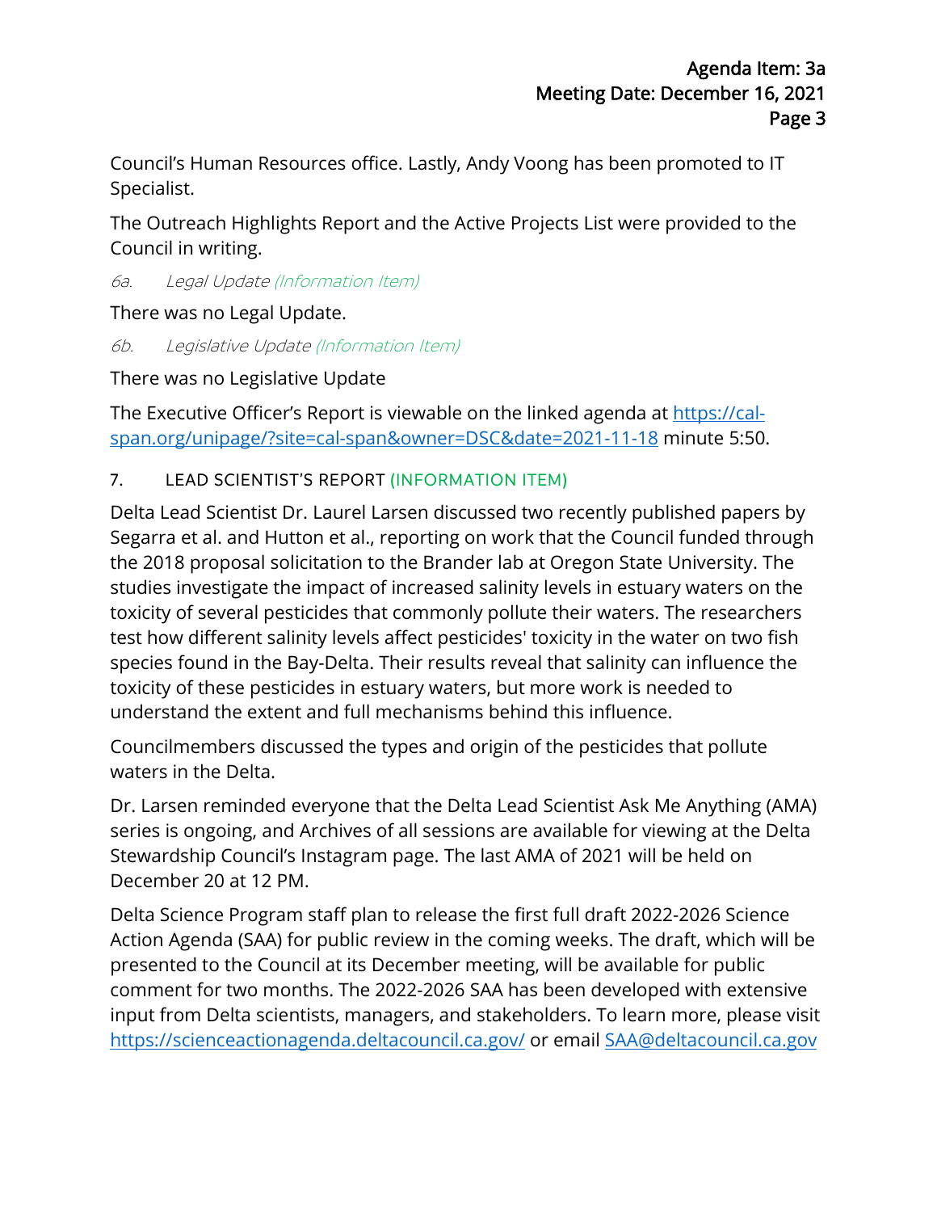Council's Human Resources office. Lastly, Andy Voong has been promoted to IT Specialist.

The Outreach Highlights Report and the Active Projects List were provided to the Council in writing.

*6a. Legal Update (Information Item)*

There was no Legal Update.

*6b. Legislative Update (Information Item)*

There was no Legislative Update

The Executive Officer's Report is viewable on the linked agenda at [https://cal-span.org/unipage/?site=cal-span&owner=DSC&date=2021-11-18](https://cal-span.org/unipage/?site=cal-span&owner=DSC&date=2021-11-18) minute 5:50.

## 7. LEAD SCIENTIST'S REPORT (INFORMATION ITEM)

Delta Lead Scientist Dr. Laurel Larsen discussed two recently published papers by Segarra et al. and Hutton et al., reporting on work that the Council funded through the 2018 proposal solicitation to the Brander lab at Oregon State University. The studies investigate the impact of increased salinity levels in estuary waters on the toxicity of several pesticides that commonly pollute their waters. The researchers test how different salinity levels affect pesticides' toxicity in the water on two fish species found in the Bay-Delta. Their results reveal that salinity can influence the toxicity of these pesticides in estuary waters, but more work is needed to understand the extent and full mechanisms behind this influence.

Councilmembers discussed the types and origin of the pesticides that pollute waters in the Delta.

Dr. Larsen reminded everyone that the Delta Lead Scientist Ask Me Anything (AMA) series is ongoing, and Archives of all sessions are available for viewing at the Delta Stewardship Council's Instagram page. The last AMA of 2021 will be held on December 20 at 12 PM.

Delta Science Program staff plan to release the first full draft 2022-2026 Science Action Agenda (SAA) for public review in the coming weeks. The draft, which will be presented to the Council at its December meeting, will be available for public comment for two months. The 2022-2026 SAA has been developed with extensive input from Delta scientists, managers, and stakeholders. To learn more, please visit [https://scienceactionagenda.deltacouncil.ca.gov/](https://scienceactionagenda.deltacouncil.ca.gov/) or email [SAA@deltacouncil.ca.gov](mailto:SAA@deltacouncil.ca.gov)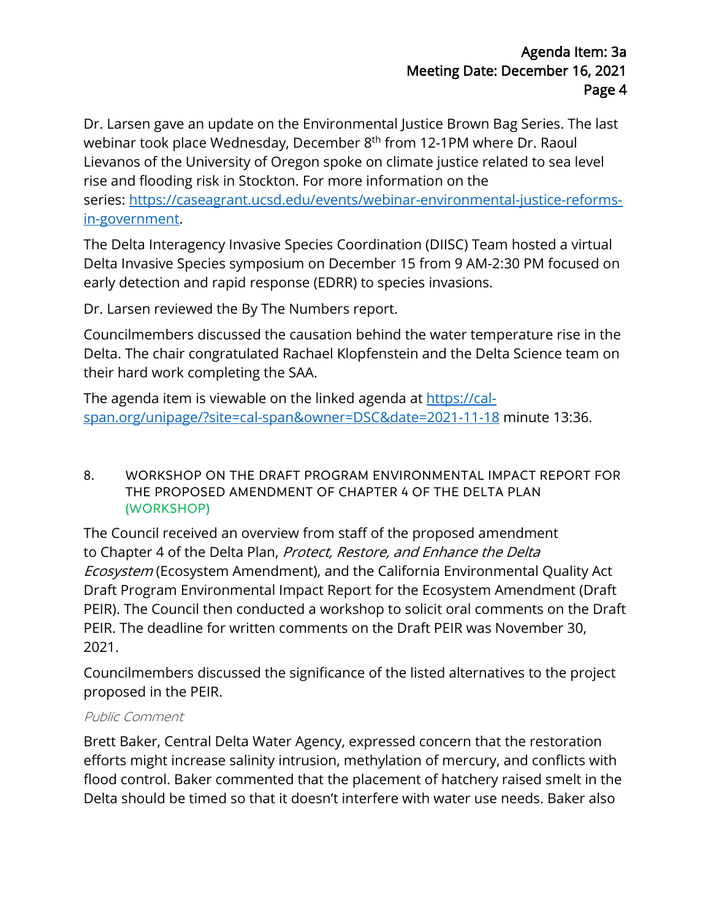Dr. Larsen gave an update on the Environmental Justice Brown Bag Series. The last webinar took place Wednesday, December 8th from 12-1PM where Dr. Raoul Lievanos of the University of Oregon spoke on climate justice related to sea level rise and flooding risk in Stockton. For more information on the series: [https://caseagrant.ucsd.edu/events/webinar-environmental-justice-reforms-in-government](https://caseagrant.ucsd.edu/events/webinar-environmental-justice-reforms-in-government).

The Delta Interagency Invasive Species Coordination (DIISC) Team hosted a virtual Delta Invasive Species symposium on December 15 from 9 AM-2:30 PM focused on early detection and rapid response (EDRR) to species invasions.

Dr. Larsen reviewed the By The Numbers report.

Councilmembers discussed the causation behind the water temperature rise in the Delta. The chair congratulated Rachael Klopfenstein and the Delta Science team on their hard work completing the SAA.

The agenda item is viewable on the linked agenda at [https://cal-span.org/unipage/?site=cal-span&owner=DSC&date=2021-11-18](https://cal-span.org/unipage/?site=cal-span&owner=DSC&date=2021-11-18) minute 13:36.

## 8. WORKSHOP ON THE DRAFT PROGRAM ENVIRONMENTAL IMPACT REPORT FOR THE PROPOSED AMENDMENT OF CHAPTER 4 OF THE DELTA PLAN (WORKSHOP)

The Council received an overview from staff of the proposed amendment to Chapter 4 of the Delta Plan, *Protect, Restore, and Enhance the Delta Ecosystem* (Ecosystem Amendment), and the California Environmental Quality Act Draft Program Environmental Impact Report for the Ecosystem Amendment (Draft PEIR). The Council then conducted a workshop to solicit oral comments on the Draft PEIR. The deadline for written comments on the Draft PEIR was November 30, 2021.

Councilmembers discussed the significance of the listed alternatives to the project proposed in the PEIR.

*Public Comment*

Brett Baker, Central Delta Water Agency, expressed concern that the restoration efforts might increase salinity intrusion, methylation of mercury, and conflicts with flood control. Baker commented that the placement of hatchery raised smelt in the Delta should be timed so that it doesn't interfere with water use needs. Baker also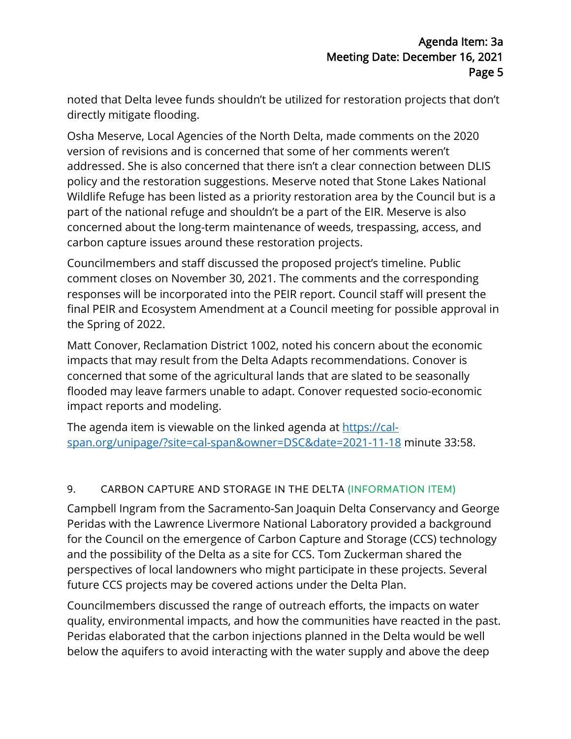noted that Delta levee funds shouldn't be utilized for restoration projects that don't directly mitigate flooding.

Osha Meserve, Local Agencies of the North Delta, made comments on the 2020 version of revisions and is concerned that some of her comments weren't addressed. She is also concerned that there isn't a clear connection between DLIS policy and the restoration suggestions. Meserve noted that Stone Lakes National Wildlife Refuge has been listed as a priority restoration area by the Council but is a part of the national refuge and shouldn't be a part of the EIR. Meserve is also concerned about the long-term maintenance of weeds, trespassing, access, and carbon capture issues around these restoration projects.

Councilmembers and staff discussed the proposed project's timeline. Public comment closes on November 30, 2021. The comments and the corresponding responses will be incorporated into the PEIR report. Council staff will present the final PEIR and Ecosystem Amendment at a Council meeting for possible approval in the Spring of 2022.

Matt Conover, Reclamation District 1002, noted his concern about the economic impacts that may result from the Delta Adapts recommendations. Conover is concerned that some of the agricultural lands that are slated to be seasonally flooded may leave farmers unable to adapt. Conover requested socio-economic impact reports and modeling.

The agenda item is viewable on the linked agenda at [https://cal-span.org/unipage/?site=cal-span&owner=DSC&date=2021-11-18](https://cal-span.org/unipage/?site=cal-span&owner=DSC&date=2021-11-18) minute 33:58.

## 9. CARBON CAPTURE AND STORAGE IN THE DELTA (INFORMATION ITEM)

Campbell Ingram from the Sacramento-San Joaquin Delta Conservancy and George Peridas with the Lawrence Livermore National Laboratory provided a background for the Council on the emergence of Carbon Capture and Storage (CCS) technology and the possibility of the Delta as a site for CCS. Tom Zuckerman shared the perspectives of local landowners who might participate in these projects. Several future CCS projects may be covered actions under the Delta Plan.

Councilmembers discussed the range of outreach efforts, the impacts on water quality, environmental impacts, and how the communities have reacted in the past. Peridas elaborated that the carbon injections planned in the Delta would be well below the aquifers to avoid interacting with the water supply and above the deep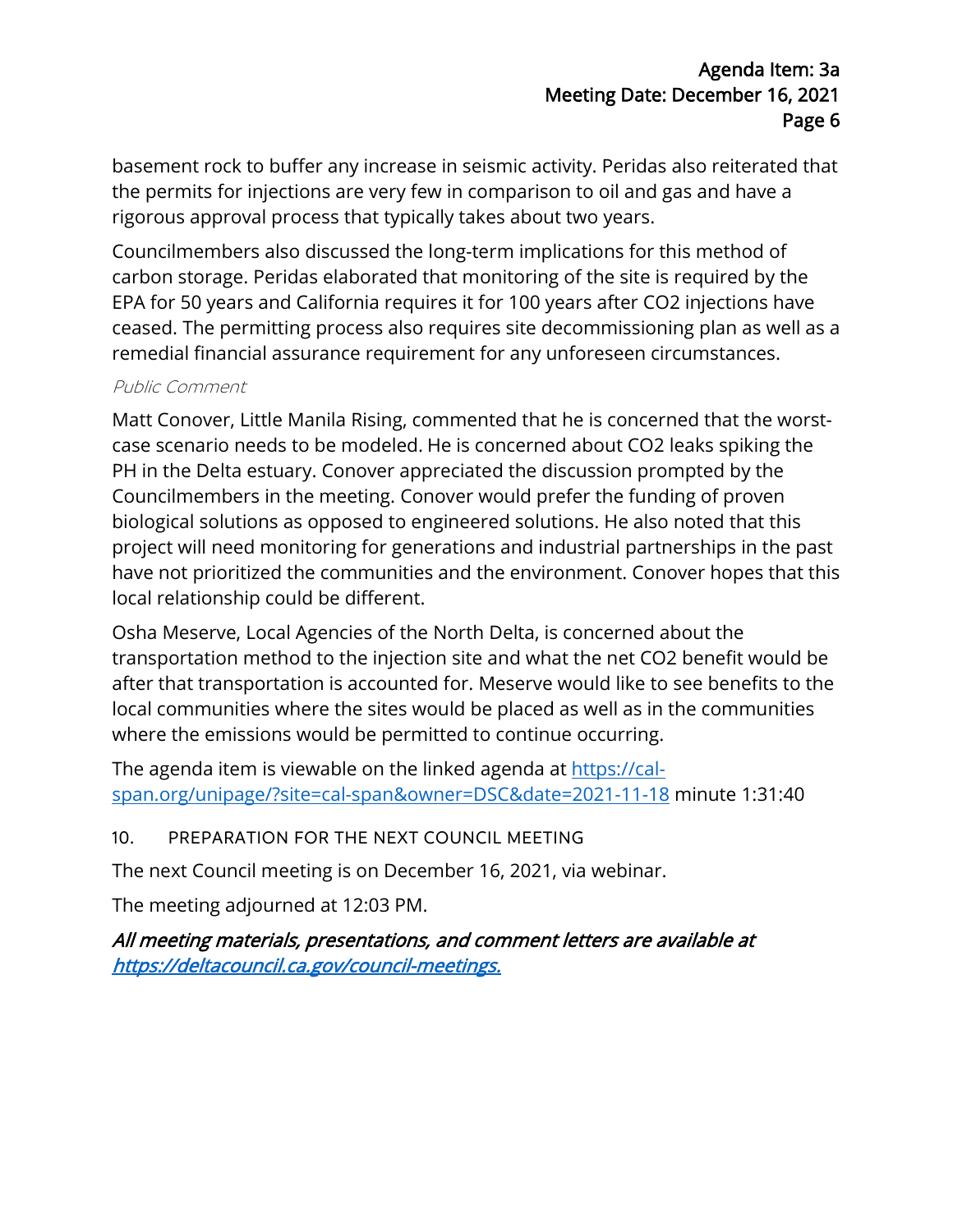basement rock to buffer any increase in seismic activity. Peridas also reiterated that the permits for injections are very few in comparison to oil and gas and have a rigorous approval process that typically takes about two years.

Councilmembers also discussed the long-term implications for this method of carbon storage. Peridas elaborated that monitoring of the site is required by the EPA for 50 years and California requires it for 100 years after $CO_2$ injections have ceased. The permitting process also requires site decommissioning plan as well as a remedial financial assurance requirement for any unforeseen circumstances.

*Public Comment*

Matt Conover, Little Manila Rising, commented that he is concerned that the worst-case scenario needs to be modeled. He is concerned about $CO_2$ leaks spiking the PH in the Delta estuary. Conover appreciated the discussion prompted by the Councilmembers in the meeting. Conover would prefer the funding of proven biological solutions as opposed to engineered solutions. He also noted that this project will need monitoring for generations and industrial partnerships in the past have not prioritized the communities and the environment. Conover hopes that this local relationship could be different.

Osha Meserve, Local Agencies of the North Delta, is concerned about the transportation method to the injection site and what the net $CO_2$ benefit would be after that transportation is accounted for. Meserve would like to see benefits to the local communities where the sites would be placed as well as in the communities where the emissions would be permitted to continue occurring.

The agenda item is viewable on the linked agenda at [https://cal-span.org/unipage/?site=cal-span&owner=DSC&date=2021-11-18](https://cal-span.org/unipage/?site=cal-span&owner=DSC&date=2021-11-18) minute 1:31:40

## 10. PREPARATION FOR THE NEXT COUNCIL MEETING

The next Council meeting is on December 16, 2021, via webinar.

The meeting adjourned at 12:03 PM.

***All meeting materials, presentations, and comment letters are available at [https://deltacouncil.ca.gov/council-meetings.](https://deltacouncil.ca.gov/council-meetings)***